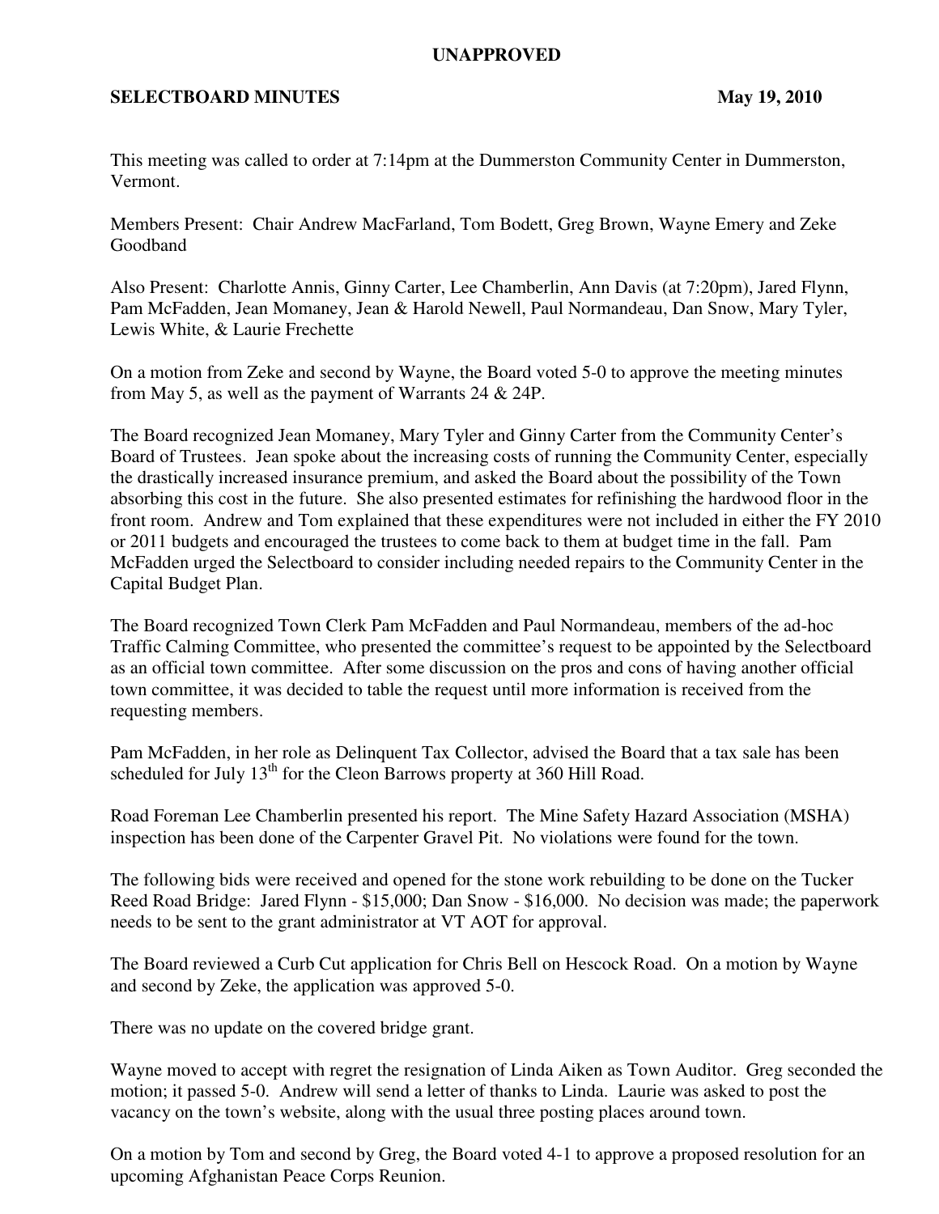**UNAPPROVED**

**SELECTBOARD MINUTES May 19, 2010**

This meeting was called to order at 7:14pm at the Dummerston Community Center in Dummerston, Vermont.

Members Present: Chair Andrew MacFarland, Tom Bodett, Greg Brown, Wayne Emery and Zeke Goodband

Also Present: Charlotte Annis, Ginny Carter, Lee Chamberlin, Ann Davis (at 7:20pm), Jared Flynn, Pam McFadden, Jean Momaney, Jean & Harold Newell, Paul Normandeau, Dan Snow, Mary Tyler, Lewis White, & Laurie Frechette

On a motion from Zeke and second by Wayne, the Board voted 5-0 to approve the meeting minutes from May 5, as well as the payment of Warrants 24 & 24P.

The Board recognized Jean Momaney, Mary Tyler and Ginny Carter from the Community Center's Board of Trustees. Jean spoke about the increasing costs of running the Community Center, especially the drastically increased insurance premium, and asked the Board about the possibility of the Town absorbing this cost in the future. She also presented estimates for refinishing the hardwood floor in the front room. Andrew and Tom explained that these expenditures were not included in either the FY 2010 or 2011 budgets and encouraged the trustees to come back to them at budget time in the fall. Pam McFadden urged the Selectboard to consider including needed repairs to the Community Center in the Capital Budget Plan.

The Board recognized Town Clerk Pam McFadden and Paul Normandeau, members of the ad-hoc Traffic Calming Committee, who presented the committee's request to be appointed by the Selectboard as an official town committee. After some discussion on the pros and cons of having another official town committee, it was decided to table the request until more information is received from the requesting members.

Pam McFadden, in her role as Delinquent Tax Collector, advised the Board that a tax sale has been scheduled for July 13th for the Cleon Barrows property at 360 Hill Road.

Road Foreman Lee Chamberlin presented his report. The Mine Safety Hazard Association (MSHA) inspection has been done of the Carpenter Gravel Pit. No violations were found for the town.

The following bids were received and opened for the stone work rebuilding to be done on the Tucker Reed Road Bridge: Jared Flynn - $15,000; Dan Snow - $16,000. No decision was made; the paperwork needs to be sent to the grant administrator at VT AOT for approval.

The Board reviewed a Curb Cut application for Chris Bell on Hescock Road. On a motion by Wayne and second by Zeke, the application was approved 5-0.

There was no update on the covered bridge grant.

Wayne moved to accept with regret the resignation of Linda Aiken as Town Auditor. Greg seconded the motion; it passed 5-0. Andrew will send a letter of thanks to Linda. Laurie was asked to post the vacancy on the town's website, along with the usual three posting places around town.

On a motion by Tom and second by Greg, the Board voted 4-1 to approve a proposed resolution for an upcoming Afghanistan Peace Corps Reunion.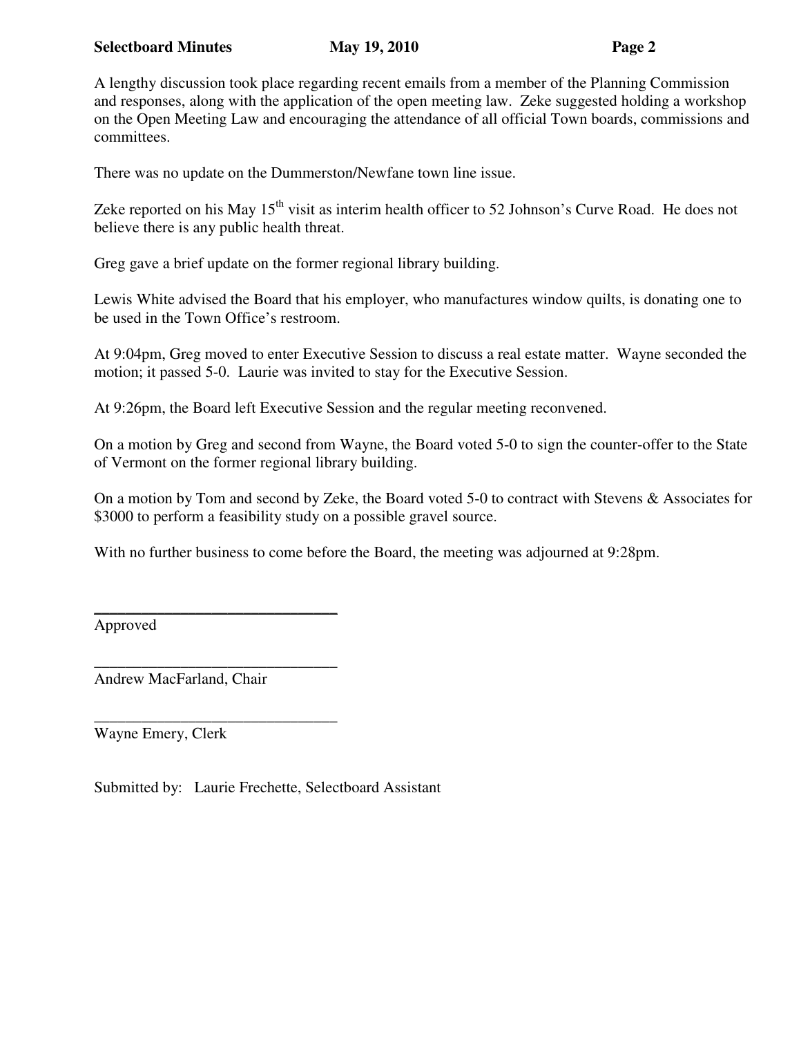A lengthy discussion took place regarding recent emails from a member of the Planning Commission and responses, along with the application of the open meeting law. Zeke suggested holding a workshop on the Open Meeting Law and encouraging the attendance of all official Town boards, commissions and committees.

There was no update on the Dummerston/Newfane town line issue.

Zeke reported on his May 15th visit as interim health officer to 52 Johnson's Curve Road. He does not believe there is any public health threat.

Greg gave a brief update on the former regional library building.

Lewis White advised the Board that his employer, who manufactures window quilts, is donating one to be used in the Town Office's restroom.

At 9:04pm, Greg moved to enter Executive Session to discuss a real estate matter. Wayne seconded the motion; it passed 5-0. Laurie was invited to stay for the Executive Session.

At 9:26pm, the Board left Executive Session and the regular meeting reconvened.

On a motion by Greg and second from Wayne, the Board voted 5-0 to sign the counter-offer to the State of Vermont on the former regional library building.

On a motion by Tom and second by Zeke, the Board voted 5-0 to contract with Stevens & Associates for $3000 to perform a feasibility study on a possible gravel source.

With no further business to come before the Board, the meeting was adjourned at 9:28pm.

\_\_\_\_\_\_\_\_\_\_\_\_\_\_\_\_\_\_\_\_\_\_\_\_\_\_\_\_\_\_\_
Approved

\_\_\_\_\_\_\_\_\_\_\_\_\_\_\_\_\_\_\_\_\_\_\_\_\_\_\_\_\_\_\_
Andrew MacFarland, Chair

\_\_\_\_\_\_\_\_\_\_\_\_\_\_\_\_\_\_\_\_\_\_\_\_\_\_\_\_\_\_\_
Wayne Emery, Clerk

Submitted by: Laurie Frechette, Selectboard Assistant